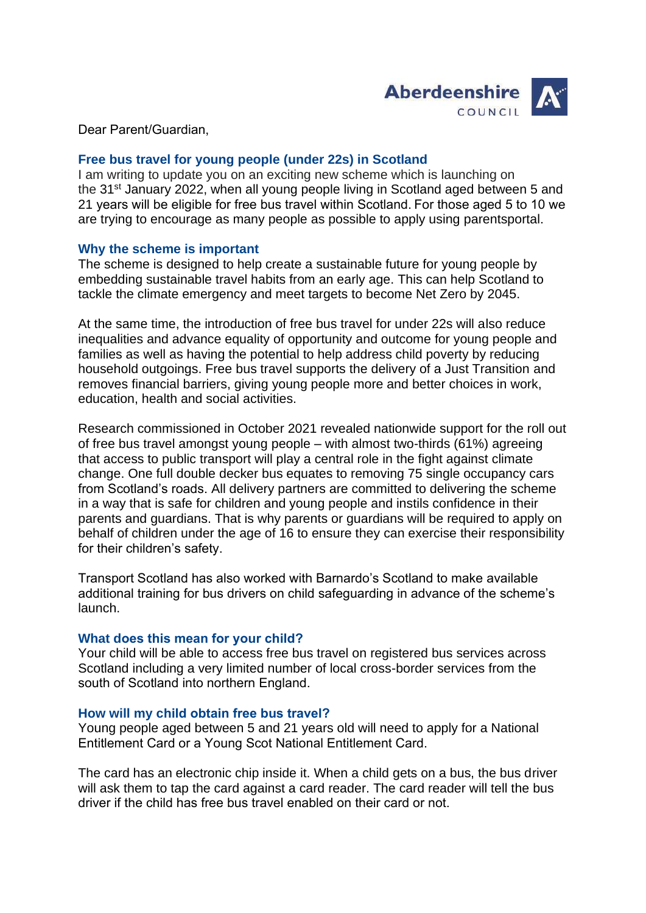Aberdeenshire COUNCIL

Dear Parent/Guardian,

## Free bus travel for young people (under 22s) in Scotland

I am writing to update you on an exciting new scheme which is launching on the 31st January 2022, when all young people living in Scotland aged between 5 and 21 years will be eligible for free bus travel within Scotland. For those aged 5 to 10 we are trying to encourage as many people as possible to apply using parentsportal.

## Why the scheme is important

The scheme is designed to help create a sustainable future for young people by embedding sustainable travel habits from an early age. This can help Scotland to tackle the climate emergency and meet targets to become Net Zero by 2045.

At the same time, the introduction of free bus travel for under 22s will also reduce inequalities and advance equality of opportunity and outcome for young people and families as well as having the potential to help address child poverty by reducing household outgoings. Free bus travel supports the delivery of a Just Transition and removes financial barriers, giving young people more and better choices in work, education, health and social activities.

Research commissioned in October 2021 revealed nationwide support for the roll out of free bus travel amongst young people – with almost two-thirds (61%) agreeing that access to public transport will play a central role in the fight against climate change. One full double decker bus equates to removing 75 single occupancy cars from Scotland's roads. All delivery partners are committed to delivering the scheme in a way that is safe for children and young people and instils confidence in their parents and guardians. That is why parents or guardians will be required to apply on behalf of children under the age of 16 to ensure they can exercise their responsibility for their children's safety.

Transport Scotland has also worked with Barnardo's Scotland to make available additional training for bus drivers on child safeguarding in advance of the scheme's launch.

## What does this mean for your child?

Your child will be able to access free bus travel on registered bus services across Scotland including a very limited number of local cross-border services from the south of Scotland into northern England.

## How will my child obtain free bus travel?

Young people aged between 5 and 21 years old will need to apply for a National Entitlement Card or a Young Scot National Entitlement Card.

The card has an electronic chip inside it. When a child gets on a bus, the bus driver will ask them to tap the card against a card reader. The card reader will tell the bus driver if the child has free bus travel enabled on their card or not.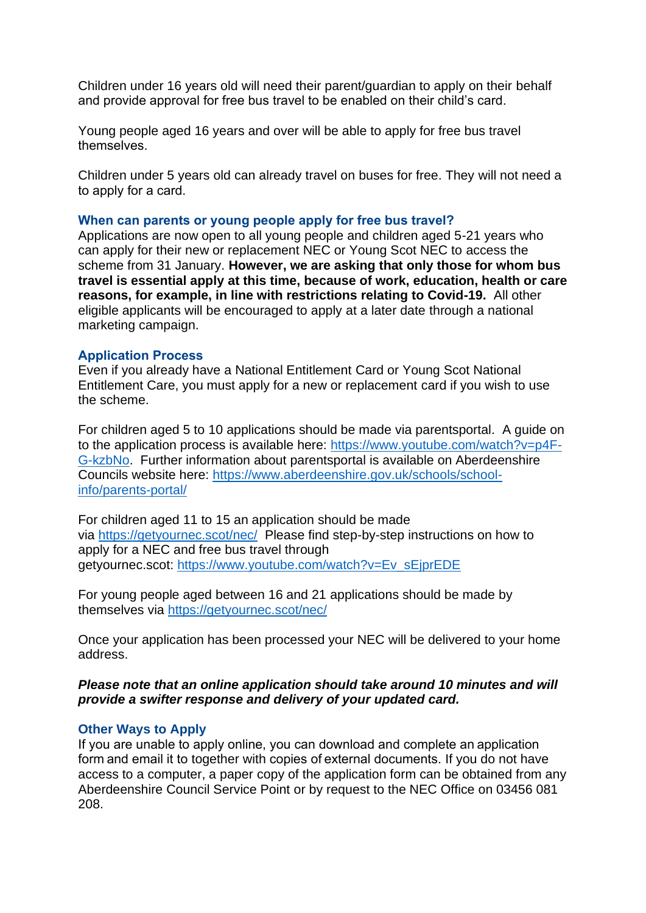Children under 16 years old will need their parent/guardian to apply on their behalf and provide approval for free bus travel to be enabled on their child's card.

Young people aged 16 years and over will be able to apply for free bus travel themselves.

Children under 5 years old can already travel on buses for free. They will not need a to apply for a card.

### When can parents or young people apply for free bus travel?

Applications are now open to all young people and children aged 5-21 years who can apply for their new or replacement NEC or Young Scot NEC to access the scheme from 31 January. **However, we are asking that only those for whom bus travel is essential apply at this time, because of work, education, health or care reasons, for example, in line with restrictions relating to Covid-19.** All other eligible applicants will be encouraged to apply at a later date through a national marketing campaign.

### Application Process

Even if you already have a National Entitlement Card or Young Scot National Entitlement Care, you must apply for a new or replacement card if you wish to use the scheme.

For children aged 5 to 10 applications should be made via parentsportal. A guide on to the application process is available here: [https://www.youtube.com/watch?v=p4F-G-kzbNo](https://www.youtube.com/watch?v=p4F-G-kzbNo). Further information about parentsportal is available on Aberdeenshire Councils website here: [https://www.aberdeenshire.gov.uk/schools/school-info/parents-portal/](https://www.aberdeenshire.gov.uk/schools/school-info/parents-portal/)

For children aged 11 to 15 an application should be made via [https://getyournec.scot/nec/](https://getyournec.scot/nec/) Please find step-by-step instructions on how to apply for a NEC and free bus travel through getyournec.scot: [https://www.youtube.com/watch?v=Ev_sEjprEDE](https://www.youtube.com/watch?v=Ev_sEjprEDE)

For young people aged between 16 and 21 applications should be made by themselves via [https://getyournec.scot/nec/](https://getyournec.scot/nec/)

Once your application has been processed your NEC will be delivered to your home address.

***Please note that an online application should take around 10 minutes and will provide a swifter response and delivery of your updated card.***

### Other Ways to Apply

If you are unable to apply online, you can download and complete an application form and email it to together with copies of external documents. If you do not have access to a computer, a paper copy of the application form can be obtained from any Aberdeenshire Council Service Point or by request to the NEC Office on 03456 081 208.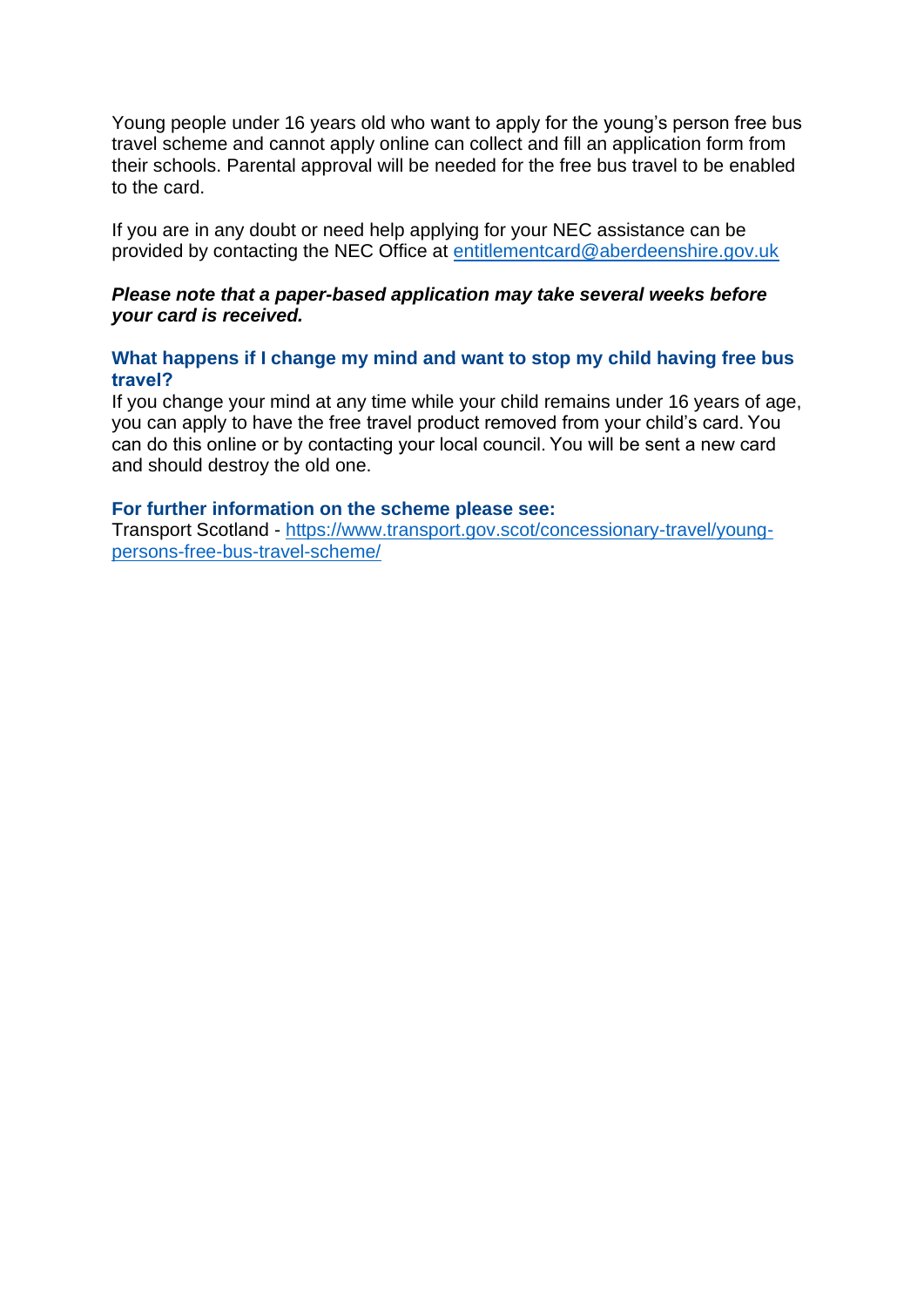Young people under 16 years old who want to apply for the young's person free bus travel scheme and cannot apply online can collect and fill an application form from their schools. Parental approval will be needed for the free bus travel to be enabled to the card.

If you are in any doubt or need help applying for your NEC assistance can be provided by contacting the NEC Office at [entitlementcard@aberdeenshire.gov.uk](mailto:entitlementcard@aberdeenshire.gov.uk)

***Please note that a paper-based application may take several weeks before your card is received.***

### What happens if I change my mind and want to stop my child having free bus travel?

If you change your mind at any time while your child remains under 16 years of age, you can apply to have the free travel product removed from your child's card. You can do this online or by contacting your local council. You will be sent a new card and should destroy the old one.

### For further information on the scheme please see:

Transport Scotland - [https://www.transport.gov.scot/concessionary-travel/young-persons-free-bus-travel-scheme/](https://www.transport.gov.scot/concessionary-travel/young-persons-free-bus-travel-scheme/)